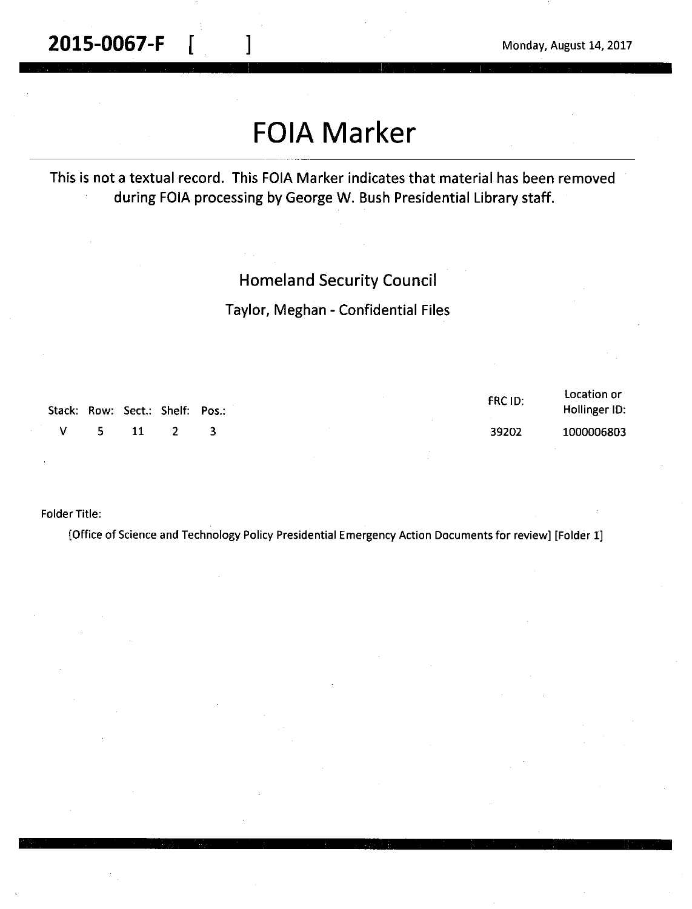**2015-0067-F [ ]** Monday, August 14, 2017

# FOIA Marker

This is not a textual record. This FOIA Marker indicates that material has been removed during FOIA processing by George W. Bush Presidential Library staff.

Homeland Security Council

Taylor, Meghan - Confidential Files

| Stack: | Row: | Sect.: | Shelf: | Pos.: | FRC ID: | Location or Hollinger ID: |
|---|---|---|---|---|---|---|
| V | 5 | 11 | 2 | 3 | 39202 | 1000006803 |

Folder Title:

[Office of Science and Technology Policy Presidential Emergency Action Documents for review] [Folder 1]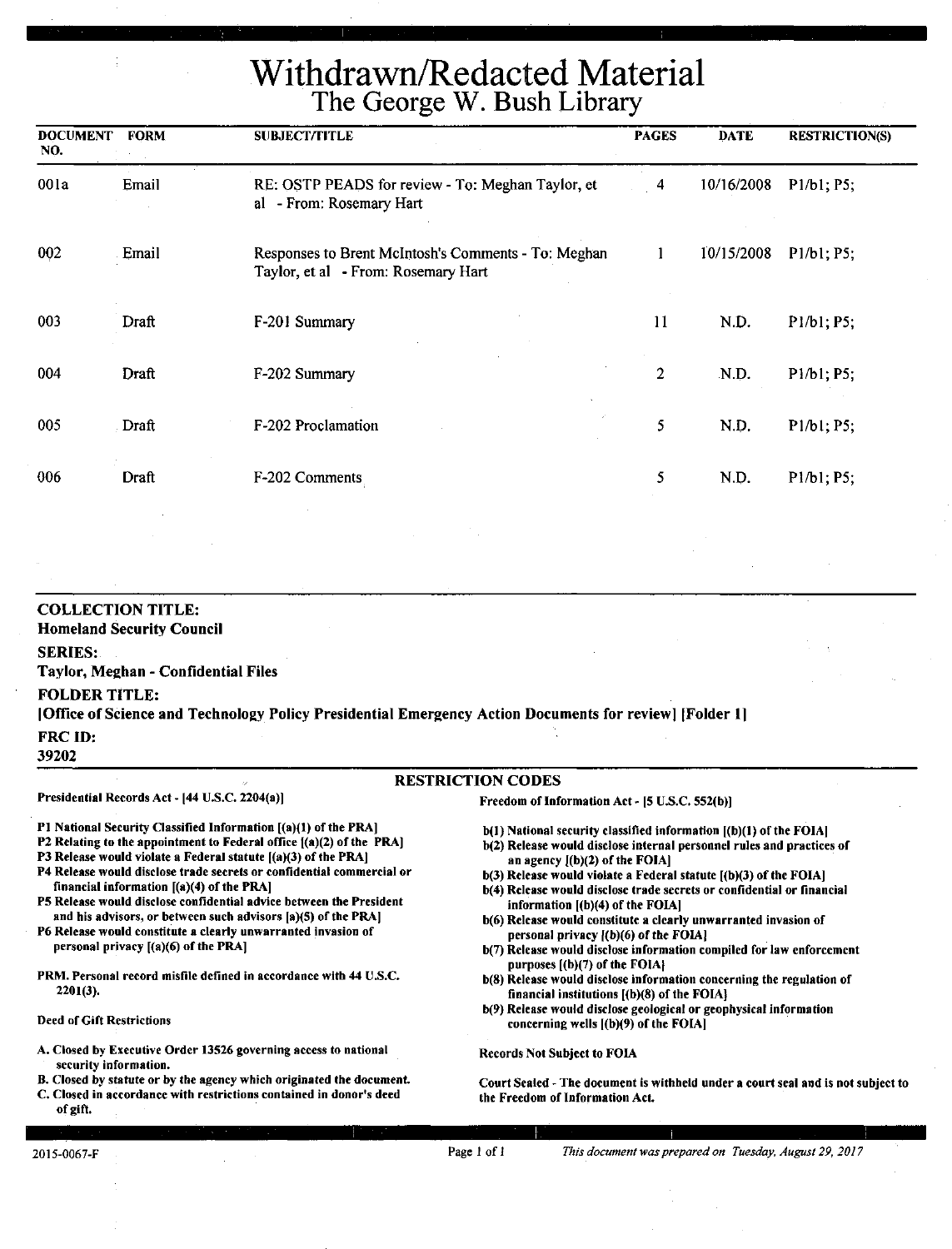# Withdrawn/Redacted Material

## The George W. Bush Library

| DOCUMENT NO. | FORM | SUBJECT/TITLE | PAGES | DATE | RESTRICTION(S) |
|---|---|---|---|---|---|
| 001a | Email | RE: OSTP PEADS for review - To: Meghan Taylor, et al - From: Rosemary Hart | 4 | 10/16/2008 | P1/b1; P5; |
| 002 | Email | Responses to Brent McIntosh's Comments - To: Meghan Taylor, et al - From: Rosemary Hart | 1 | 10/15/2008 | P1/b1; P5; |
| 003 | Draft | F-201 Summary | 11 | N.D. | P1/b1; P5; |
| 004 | Draft | F-202 Summary | 2 | N.D. | P1/b1; P5; |
| 005 | Draft | F-202 Proclamation | 5 | N.D. | P1/b1; P5; |
| 006 | Draft | F-202 Comments | 5 | N.D. | P1/b1; P5; |

**COLLECTION TITLE:**
**Homeland Security Council**

**SERIES:**
**Taylor, Meghan - Confidential Files**

**FOLDER TITLE:**
**[Office of Science and Technology Policy Presidential Emergency Action Documents for review] [Folder 1]**

**FRC ID:**
**39202**

### RESTRICTION CODES

**Presidential Records Act - [44 U.S.C. 2204(a)]**

- **P1 National Security Classified Information [(a)(1) of the PRA]**
- **P2 Relating to the appointment to Federal office [(a)(2) of the PRA]**
- **P3 Release would violate a Federal statute [(a)(3) of the PRA]**
- **P4 Release would disclose trade secrets or confidential commercial or financial information [(a)(4) of the PRA]**
- **P5 Release would disclose confidential advice between the President and his advisors, or between such advisors [a)(5) of the PRA]**
- **P6 Release would constitute a clearly unwarranted invasion of personal privacy [(a)(6) of the PRA]**

**PRM. Personal record misfile defined in accordance with 44 U.S.C. 2201(3).**

**Deed of Gift Restrictions**

- **A. Closed by Executive Order 13526 governing access to national security information.**
- **B. Closed by statute or by the agency which originated the document.**
- **C. Closed in accordance with restrictions contained in donor's deed of gift.**

**Freedom of Information Act - [5 U.S.C. 552(b)]**

- **b(1) National security classified information [(b)(1) of the FOIA]**
- **b(2) Release would disclose internal personnel rules and practices of an agency [(b)(2) of the FOIA]**
- **b(3) Release would violate a Federal statute [(b)(3) of the FOIA]**
- **b(4) Release would disclose trade secrets or confidential or financial information [(b)(4) of the FOIA]**
- **b(6) Release would constitute a clearly unwarranted invasion of personal privacy [(b)(6) of the FOIA]**
- **b(7) Release would disclose information compiled for law enforcement purposes [(b)(7) of the FOIA]**
- **b(8) Release would disclose information concerning the regulation of financial institutions [(b)(8) of the FOIA]**
- **b(9) Release would disclose geological or geophysical information concerning wells [(b)(9) of the FOIA]**

**Records Not Subject to FOIA**

**Court Sealed - The document is withheld under a court seal and is not subject to the Freedom of Information Act.**

2015-0067-F

*This document was prepared on Tuesday, August 29, 2017*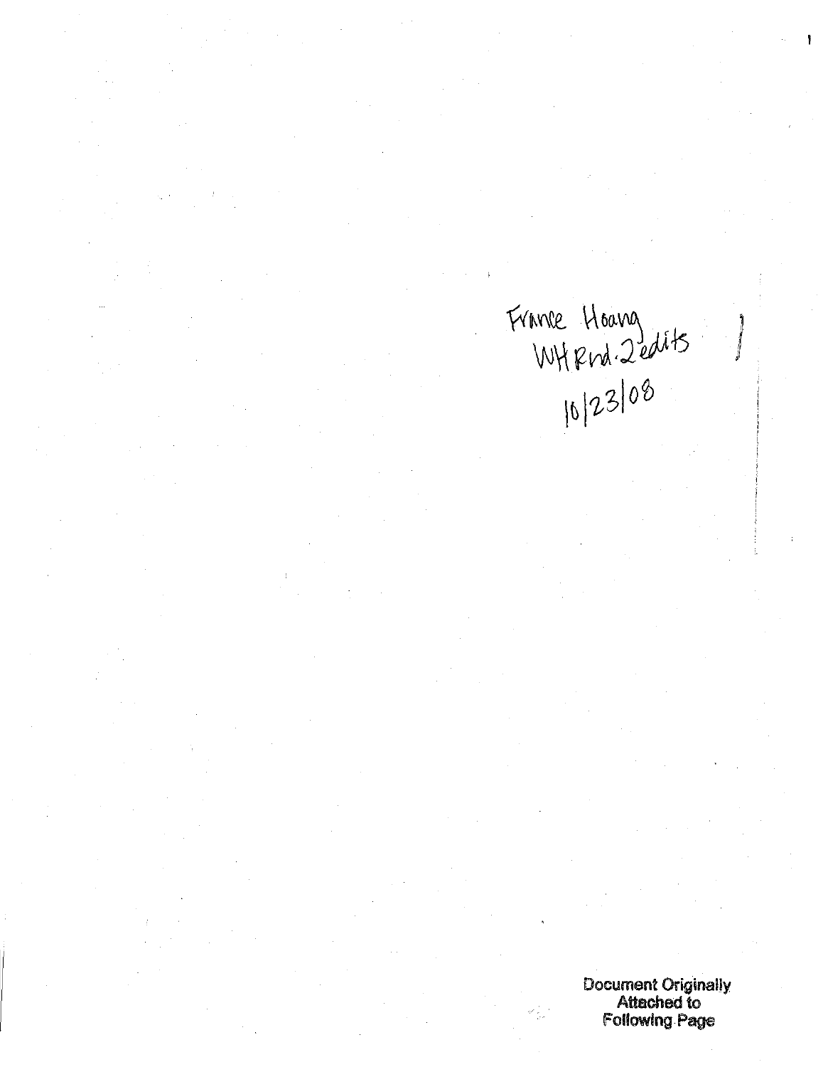France Hoang
WH Rnd. 2 edits
10/23/08

Document Originally
Attached to
Following Page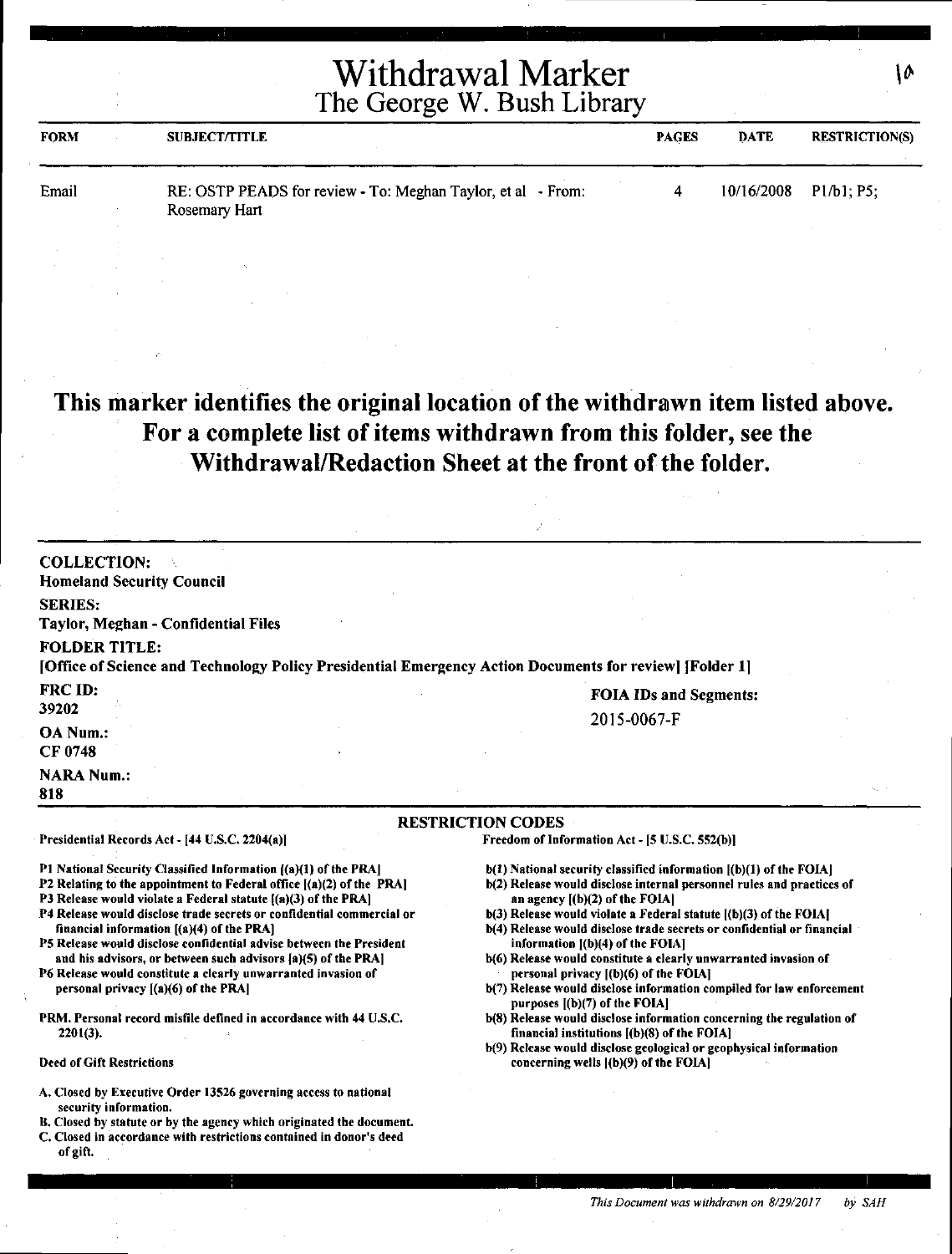# Withdrawal Marker
## The George W. Bush Library

| FORM | SUBJECT/TITLE | PAGES | DATE | RESTRICTION(S) |
|---|---|---|---|---|
| Email | RE: OSTP PEADS for review - To: Meghan Taylor, et al - From: Rosemary Hart | 4 | 10/16/2008 | P1/b1; P5; |

**This marker identifies the original location of the withdrawn item listed above. For a complete list of items withdrawn from this folder, see the Withdrawal/Redaction Sheet at the front of the folder.**

**COLLECTION:**
Homeland Security Council

**SERIES:**
Taylor, Meghan - Confidential Files

**FOLDER TITLE:**
[Office of Science and Technology Policy Presidential Emergency Action Documents for review] [Folder 1]

**FRC ID:**
39202

**FOIA IDs and Segments:**
2015-0067-F

**OA Num.:**
CF 0748

**NARA Num.:**
818

**RESTRICTION CODES**

Presidential Records Act - [44 U.S.C. 2204(a)]

P1 National Security Classified Information [(a)(1) of the PRA]
P2 Relating to the appointment to Federal office [(a)(2) of the PRA]
P3 Release would violate a Federal statute [(a)(3) of the PRA]
P4 Release would disclose trade secrets or confidential commercial or financial information [(a)(4) of the PRA]
P5 Release would disclose confidential advise between the President and his advisors, or between such advisors [a)(5) of the PRA]
P6 Release would constitute a clearly unwarranted invasion of personal privacy [(a)(6) of the PRA]

PRM. Personal record misfile defined in accordance with 44 U.S.C. 2201(3).

Deed of Gift Restrictions

A. Closed by Executive Order 13526 governing access to national security information.
B. Closed by statute or by the agency which originated the document.
C. Closed in accordance with restrictions contained in donor's deed of gift.

Freedom of Information Act - [5 U.S.C. 552(b)]

b(1) National security classified information [(b)(1) of the FOIA]
b(2) Release would disclose internal personnel rules and practices of an agency [(b)(2) of the FOIA]
b(3) Release would violate a Federal statute [(b)(3) of the FOIA]
b(4) Release would disclose trade secrets or confidential or financial information [(b)(4) of the FOIA]
b(6) Release would constitute a clearly unwarranted invasion of personal privacy [(b)(6) of the FOIA]
b(7) Release would disclose information compiled for law enforcement purposes [(b)(7) of the FOIA]
b(8) Release would disclose information concerning the regulation of financial institutions [(b)(8) of the FOIA]
b(9) Release would disclose geological or geophysical information concerning wells [(b)(9) of the FOIA]

*This Document was withdrawn on 8/29/2017 by SAH*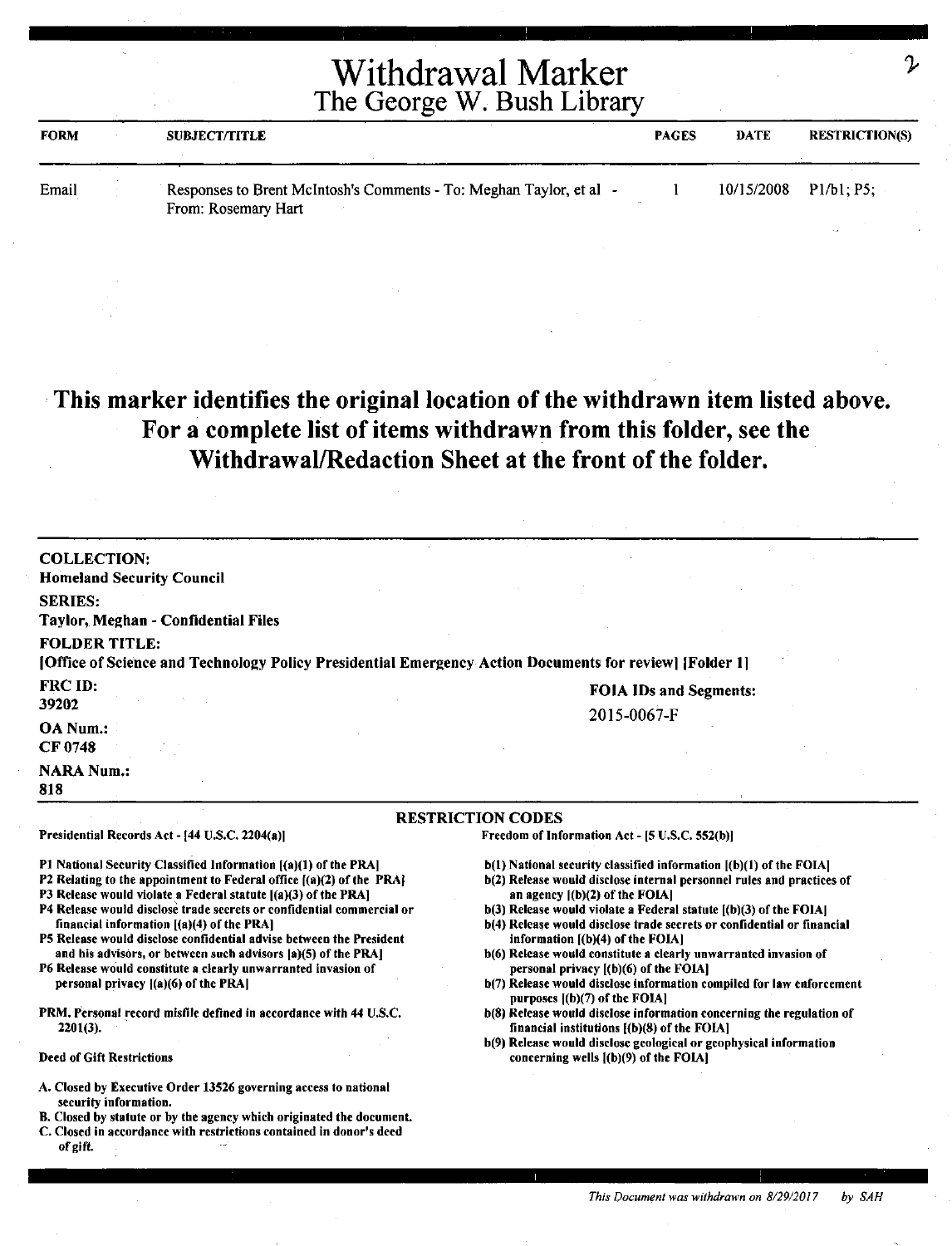# Withdrawal Marker

## The George W. Bush Library

| FORM | SUBJECT/TITLE | PAGES | DATE | RESTRICTION(S) |
|---|---|---|---|---|
| Email | Responses to Brent McIntosh's Comments - To: Meghan Taylor, et al - From: Rosemary Hart | 1 | 10/15/2008 | P1/b1; P5; |

**This marker identifies the original location of the withdrawn item listed above. For a complete list of items withdrawn from this folder, see the Withdrawal/Redaction Sheet at the front of the folder.**

**COLLECTION:**
**Homeland Security Council**

**SERIES:**
**Taylor, Meghan - Confidential Files**

**FOLDER TITLE:**
**[Office of Science and Technology Policy Presidential Emergency Action Documents for review] [Folder 1]**

**FRC ID:**
**39202**

**FOIA IDs and Segments:**
2015-0067-F

**OA Num.:**
**CF 0748**

**NARA Num.:**
**818**

**RESTRICTION CODES**

**Presidential Records Act - [44 U.S.C. 2204(a)]**

**P1 National Security Classified Information [(a)(1) of the PRA]**
**P2 Relating to the appointment to Federal office [(a)(2) of the PRA]**
**P3 Release would violate a Federal statute [(a)(3) of the PRA]**
**P4 Release would disclose trade secrets or confidential commercial or financial information [(a)(4) of the PRA]**
**P5 Release would disclose confidential advise between the President and his advisors, or between such advisors [a)(5) of the PRA]**
**P6 Release would constitute a clearly unwarranted invasion of personal privacy [(a)(6) of the PRA]**

**PRM. Personal record misfile defined in accordance with 44 U.S.C. 2201(3).**

**Deed of Gift Restrictions**

**A. Closed by Executive Order 13526 governing access to national security information.**
**B. Closed by statute or by the agency which originated the document.**
**C. Closed in accordance with restrictions contained in donor's deed of gift.**

**Freedom of Information Act - [5 U.S.C. 552(b)]**

**b(1) National security classified information [(b)(1) of the FOIA]**
**b(2) Release would disclose internal personnel rules and practices of an agency [(b)(2) of the FOIA]**
**b(3) Release would violate a Federal statute [(b)(3) of the FOIA]**
**b(4) Release would disclose trade secrets or confidential or financial information [(b)(4) of the FOIA]**
**b(6) Release would constitute a clearly unwarranted invasion of personal privacy [(b)(6) of the FOIA]**
**b(7) Release would disclose information compiled for law enforcement purposes [(b)(7) of the FOIA]**
**b(8) Release would disclose information concerning the regulation of financial institutions [(b)(8) of the FOIA]**
**b(9) Release would disclose geological or geophysical information concerning wells [(b)(9) of the FOIA]**

*This Document was withdrawn on 8/29/2017 by SAH*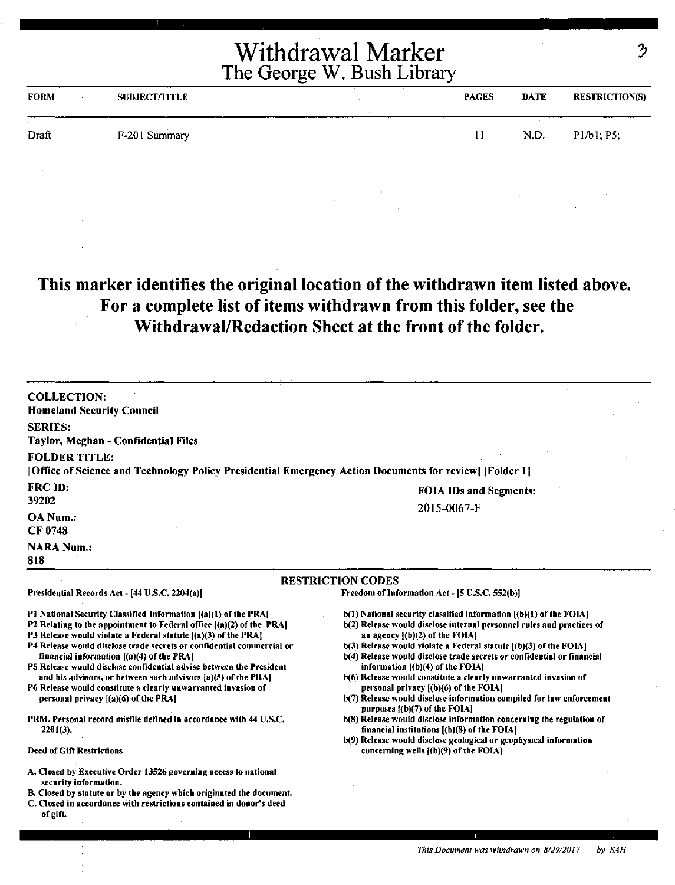# Withdrawal Marker
## The George W. Bush Library

| FORM | SUBJECT/TITLE | PAGES | DATE | RESTRICTION(S) |
|---|---|---|---|---|
| Draft | F-201 Summary | 11 | N.D. | P1/b1; P5; |

**This marker identifies the original location of the withdrawn item listed above. For a complete list of items withdrawn from this folder, see the Withdrawal/Redaction Sheet at the front of the folder.**

**COLLECTION:**
Homeland Security Council

**SERIES:**
Taylor, Meghan - Confidential Files

**FOLDER TITLE:**
[Office of Science and Technology Policy Presidential Emergency Action Documents for review] [Folder 1]

**FRC ID:**
39202

**FOIA IDs and Segments:**
2015-0067-F

**OA Num.:**
CF 0748

**NARA Num.:**
818

**RESTRICTION CODES**

Presidential Records Act - [44 U.S.C. 2204(a)]

P1 National Security Classified Information [(a)(1) of the PRA]
P2 Relating to the appointment to Federal office [(a)(2) of the PRA]
P3 Release would violate a Federal statute [(a)(3) of the PRA]
P4 Release would disclose trade secrets or confidential commercial or financial information [(a)(4) of the PRA]
P5 Release would disclose confidential advise between the President and his advisors, or between such advisors [a)(5) of the PRA]
P6 Release would constitute a clearly unwarranted invasion of personal privacy [(a)(6) of the PRA]

PRM. Personal record misfile defined in accordance with 44 U.S.C. 2201(3).

Deed of Gift Restrictions

A. Closed by Executive Order 13526 governing access to national security information.
B. Closed by statute or by the agency which originated the document.
C. Closed in accordance with restrictions contained in donor's deed of gift.

Freedom of Information Act - [5 U.S.C. 552(b)]

b(1) National security classified information [(b)(1) of the FOIA]
b(2) Release would disclose internal personnel rules and practices of an agency [(b)(2) of the FOIA]
b(3) Release would violate a Federal statute [(b)(3) of the FOIA]
b(4) Release would disclose trade secrets or confidential or financial information [(b)(4) of the FOIA]
b(6) Release would constitute a clearly unwarranted invasion of personal privacy [(b)(6) of the FOIA]
b(7) Release would disclose information compiled for law enforcement purposes [(b)(7) of the FOIA]
b(8) Release would disclose information concerning the regulation of financial institutions [(b)(8) of the FOIA]
b(9) Release would disclose geological or geophysical information concerning wells [(b)(9) of the FOIA]

*This Document was withdrawn on 8/29/2017 by SAH*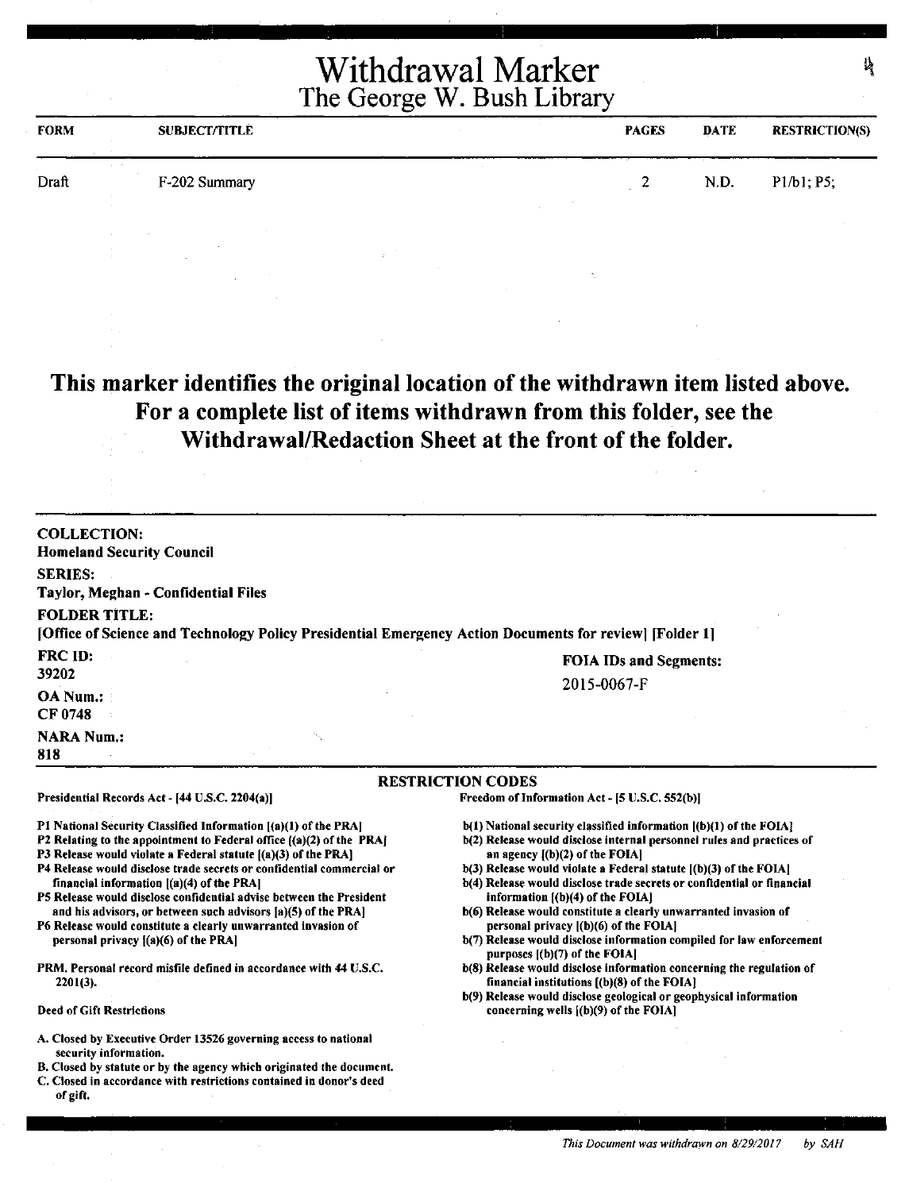# Withdrawal Marker
## The George W. Bush Library

| FORM | SUBJECT/TITLE | PAGES | DATE | RESTRICTION(S) |
|---|---|---|---|---|
| Draft | F-202 Summary | 2 | N.D. | P1/b1; P5; |

**This marker identifies the original location of the withdrawn item listed above. For a complete list of items withdrawn from this folder, see the Withdrawal/Redaction Sheet at the front of the folder.**

**COLLECTION:**
**Homeland Security Council**

**SERIES:**
**Taylor, Meghan - Confidential Files**

**FOLDER TITLE:**
**[Office of Science and Technology Policy Presidential Emergency Action Documents for review] [Folder 1]**

**FRC ID:**
39202

**OA Num.:**
CF 0748

**NARA Num.:**
818

**FOIA IDs and Segments:**
2015-0067-F

### RESTRICTION CODES

**Presidential Records Act - [44 U.S.C. 2204(a)]**

P1 National Security Classified Information [(a)(1) of the PRA]
P2 Relating to the appointment to Federal office [(a)(2) of the PRA]
P3 Release would violate a Federal statute [(a)(3) of the PRA]
P4 Release would disclose trade secrets or confidential commercial or financial information [(a)(4) of the PRA]
P5 Release would disclose confidential advise between the President and his advisors, or between such advisors [a)(5) of the PRA]
P6 Release would constitute a clearly unwarranted invasion of personal privacy [(a)(6) of the PRA]

PRM. Personal record misfile defined in accordance with 44 U.S.C. 2201(3).

Deed of Gift Restrictions

A. Closed by Executive Order 13526 governing access to national security information.
B. Closed by statute or by the agency which originated the document.
C. Closed in accordance with restrictions contained in donor's deed of gift.

**Freedom of Information Act - [5 U.S.C. 552(b)]**

b(1) National security classified information [(b)(1) of the FOIA]
b(2) Release would disclose internal personnel rules and practices of an agency [(b)(2) of the FOIA]
b(3) Release would violate a Federal statute [(b)(3) of the FOIA]
b(4) Release would disclose trade secrets or confidential or financial information [(b)(4) of the FOIA]
b(6) Release would constitute a clearly unwarranted invasion of personal privacy [(b)(6) of the FOIA]
b(7) Release would disclose information compiled for law enforcement purposes [(b)(7) of the FOIA]
b(8) Release would disclose information concerning the regulation of financial institutions [(b)(8) of the FOIA]
b(9) Release would disclose geological or geophysical information concerning wells [(b)(9) of the FOIA]

*This Document was withdrawn on 8/29/2017 by SAH*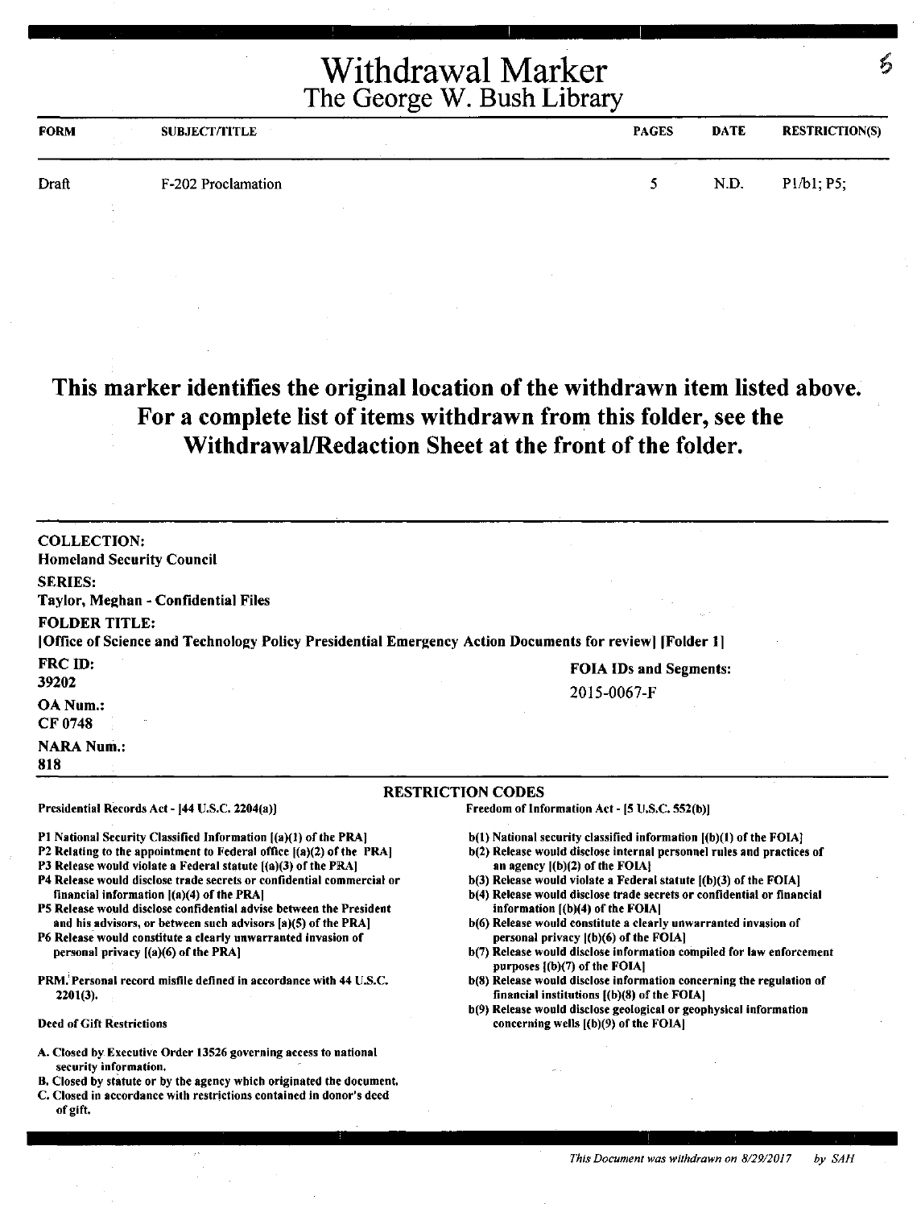# Withdrawal Marker
## The George W. Bush Library

| FORM | SUBJECT/TITLE | PAGES | DATE | RESTRICTION(S) |
| --- | --- | --- | --- | --- |
| Draft | F-202 Proclamation | 5 | N.D. | P1/b1; P5; |

**This marker identifies the original location of the withdrawn item listed above. For a complete list of items withdrawn from this folder, see the Withdrawal/Redaction Sheet at the front of the folder.**

**COLLECTION:**
Homeland Security Council

**SERIES:**
Taylor, Meghan - Confidential Files

**FOLDER TITLE:**
[Office of Science and Technology Policy Presidential Emergency Action Documents for review] [Folder 1]

**FRC ID:**
39202

**OA Num.:**
CF 0748

**NARA Num.:**
818

**FOIA IDs and Segments:**
2015-0067-F

### RESTRICTION CODES

**Presidential Records Act - [44 U.S.C. 2204(a)]**

- P1 National Security Classified Information [(a)(1) of the PRA]
- P2 Relating to the appointment to Federal office [(a)(2) of the PRA]
- P3 Release would violate a Federal statute [(a)(3) of the PRA]
- P4 Release would disclose trade secrets or confidential commercial or financial information [(a)(4) of the PRA]
- P5 Release would disclose confidential advise between the President and his advisors, or between such advisors [a)(5) of the PRA]
- P6 Release would constitute a clearly unwarranted invasion of personal privacy [(a)(6) of the PRA]

PRM. Personal record misfile defined in accordance with 44 U.S.C. 2201(3).

**Deed of Gift Restrictions**

- A. Closed by Executive Order 13526 governing access to national security information.
- B. Closed by statute or by the agency which originated the document.
- C. Closed in accordance with restrictions contained in donor's deed of gift.

**Freedom of Information Act - [5 U.S.C. 552(b)]**

- b(1) National security classified information [(b)(1) of the FOIA]
- b(2) Release would disclose internal personnel rules and practices of an agency [(b)(2) of the FOIA]
- b(3) Release would violate a Federal statute [(b)(3) of the FOIA]
- b(4) Release would disclose trade secrets or confidential or financial information [(b)(4) of the FOIA]
- b(6) Release would constitute a clearly unwarranted invasion of personal privacy [(b)(6) of the FOIA]
- b(7) Release would disclose information compiled for law enforcement purposes [(b)(7) of the FOIA]
- b(8) Release would disclose information concerning the regulation of financial institutions [(b)(8) of the FOIA]
- b(9) Release would disclose geological or geophysical information concerning wells [(b)(9) of the FOIA]

*This Document was withdrawn on 8/29/2017 by SAH*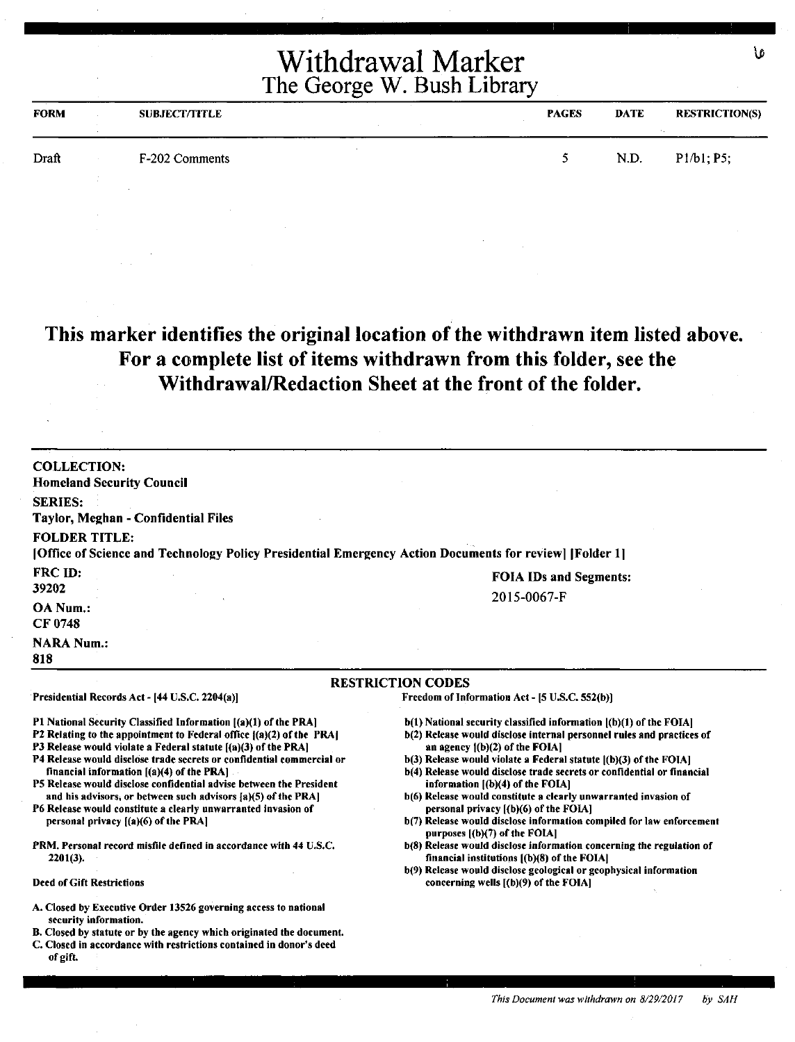# Withdrawal Marker
## The George W. Bush Library

| FORM | SUBJECT/TITLE | PAGES | DATE | RESTRICTION(S) |
|---|---|---|---|---|
| Draft | F-202 Comments | 5 | N.D. | P1/b1; P5; |

**This marker identifies the original location of the withdrawn item listed above. For a complete list of items withdrawn from this folder, see the Withdrawal/Redaction Sheet at the front of the folder.**

**COLLECTION:**
Homeland Security Council

**SERIES:**
Taylor, Meghan - Confidential Files

**FOLDER TITLE:**
[Office of Science and Technology Policy Presidential Emergency Action Documents for review] [Folder 1]

**FRC ID:**
39202

**FOIA IDs and Segments:**
2015-0067-F

**OA Num.:**
CF 0748

**NARA Num.:**
818

### RESTRICTION CODES

**Presidential Records Act - [44 U.S.C. 2204(a)]**

- P1 National Security Classified Information [(a)(1) of the PRA]
- P2 Relating to the appointment to Federal office [(a)(2) of the PRA]
- P3 Release would violate a Federal statute [(a)(3) of the PRA]
- P4 Release would disclose trade secrets or confidential commercial or financial information [(a)(4) of the PRA]
- P5 Release would disclose confidential advise between the President and his advisors, or between such advisors [a)(5) of the PRA]
- P6 Release would constitute a clearly unwarranted invasion of personal privacy [(a)(6) of the PRA]

PRM. Personal record misfile defined in accordance with 44 U.S.C. 2201(3).

**Deed of Gift Restrictions**

- A. Closed by Executive Order 13526 governing access to national security information.
- B. Closed by statute or by the agency which originated the document.
- C. Closed in accordance with restrictions contained in donor's deed of gift.

**Freedom of Information Act - [5 U.S.C. 552(b)]**

- b(1) National security classified information [(b)(1) of the FOIA]
- b(2) Release would disclose internal personnel rules and practices of an agency [(b)(2) of the FOIA]
- b(3) Release would violate a Federal statute [(b)(3) of the FOIA]
- b(4) Release would disclose trade secrets or confidential or financial information [(b)(4) of the FOIA]
- b(6) Release would constitute a clearly unwarranted invasion of personal privacy [(b)(6) of the FOIA]
- b(7) Release would disclose information compiled for law enforcement purposes [(b)(7) of the FOIA]
- b(8) Release would disclose information concerning the regulation of financial institutions [(b)(8) of the FOIA]
- b(9) Release would disclose geological or geophysical information concerning wells [(b)(9) of the FOIA]

*This Document was withdrawn on 8/29/2017 by SAH*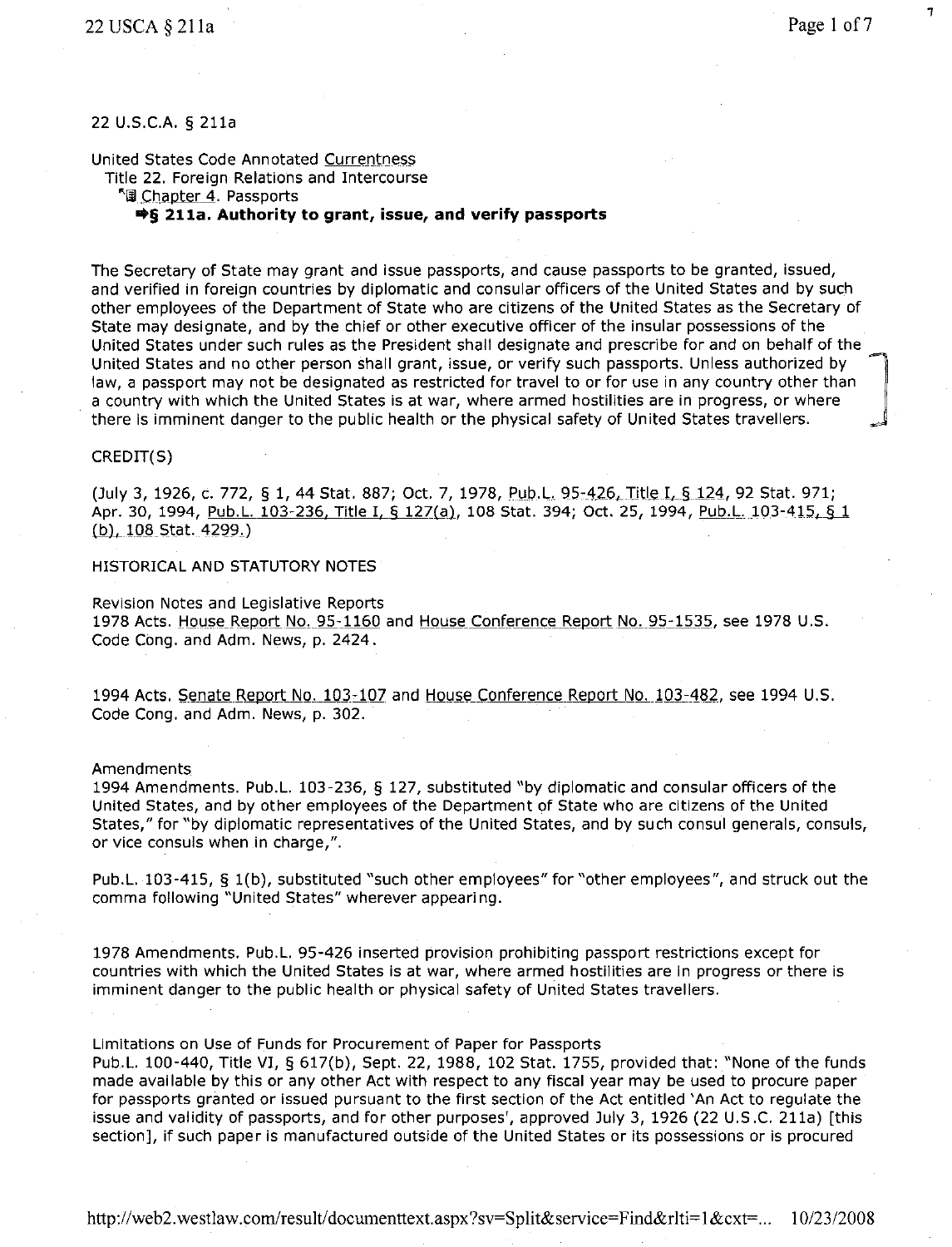22 U.S.C.A. § 211a

United States Code Annotated Currentness
Title 22. Foreign Relations and Intercourse
Chapter 4. Passports

### § 211a. Authority to grant, issue, and verify passports

The Secretary of State may grant and issue passports, and cause passports to be granted, issued, and verified in foreign countries by diplomatic and consular officers of the United States and by such other employees of the Department of State who are citizens of the United States as the Secretary of State may designate, and by the chief or other executive officer of the insular possessions of the United States under such rules as the President shall designate and prescribe for and on behalf of the United States and no other person shall grant, issue, or verify such passports. Unless authorized by law, a passport may not be designated as restricted for travel to or for use in any country other than a country with which the United States is at war, where armed hostilities are in progress, or where there is imminent danger to the public health or the physical safety of United States travellers.

CREDIT(S)

(July 3, 1926, c. 772, § 1, 44 Stat. 887; Oct. 7, 1978, Pub.L. 95-426, Title I, § 124, 92 Stat. 971; Apr. 30, 1994, Pub.L. 103-236, Title I, § 127(a), 108 Stat. 394; Oct. 25, 1994, Pub.L. 103-415, § 1 (b), 108 Stat. 4299.)

HISTORICAL AND STATUTORY NOTES

Revision Notes and Legislative Reports
1978 Acts. House Report No. 95-1160 and House Conference Report No. 95-1535, see 1978 U.S. Code Cong. and Adm. News, p. 2424.

1994 Acts. Senate Report No. 103-107 and House Conference Report No. 103-482, see 1994 U.S. Code Cong. and Adm. News, p. 302.

Amendments
1994 Amendments. Pub.L. 103-236, § 127, substituted "by diplomatic and consular officers of the United States, and by other employees of the Department of State who are citizens of the United States," for "by diplomatic representatives of the United States, and by such consul generals, consuls, or vice consuls when in charge,".

Pub.L. 103-415, § 1(b), substituted "such other employees" for "other employees", and struck out the comma following "United States" wherever appearing.

1978 Amendments. Pub.L. 95-426 inserted provision prohibiting passport restrictions except for countries with which the United States is at war, where armed hostilities are in progress or there is imminent danger to the public health or physical safety of United States travellers.

Limitations on Use of Funds for Procurement of Paper for Passports
Pub.L. 100-440, Title VI, § 617(b), Sept. 22, 1988, 102 Stat. 1755, provided that: "None of the funds made available by this or any other Act with respect to any fiscal year may be used to procure paper for passports granted or issued pursuant to the first section of the Act entitled 'An Act to regulate the issue and validity of passports, and for other purposes', approved July 3, 1926 (22 U.S.C. 211a) [this section], if such paper is manufactured outside of the United States or its possessions or is procured